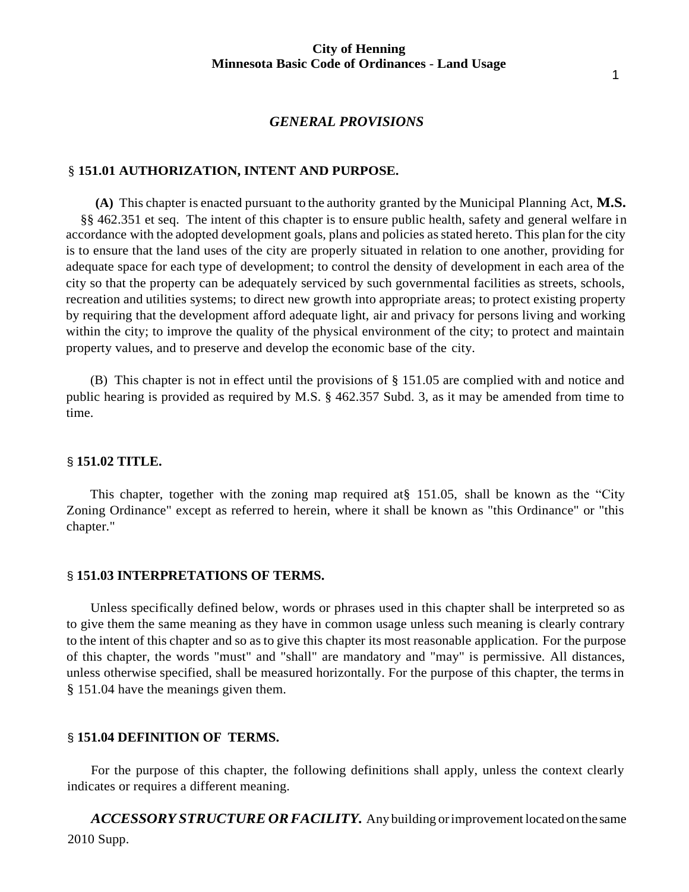# GENERAL PROVISIONS

## § 151.01 AUTHORIZATION, INTENT AND PURPOSE.

**(A)** This chapter is enacted pursuant to the authority granted by the Municipal Planning Act, **M.S.** §§ 462.351 et seq. The intent of this chapter is to ensure public health, safety and general welfare in accordance with the adopted development goals, plans and policies as stated hereto. This plan for the city is to ensure that the land uses of the city are properly situated in relation to one another, providing for adequate space for each type of development; to control the density of development in each area of the city so that the property can be adequately serviced by such governmental facilities as streets, schools, recreation and utilities systems; to direct new growth into appropriate areas; to protect existing property by requiring that the development afford adequate light, air and privacy for persons living and working within the city; to improve the quality of the physical environment of the city; to protect and maintain property values, and to preserve and develop the economic base of the city.

(B) This chapter is not in effect until the provisions of § 151.05 are complied with and notice and public hearing is provided as required by M.S. § 462.357 Subd. 3, as it may be amended from time to time.

## § 151.02 TITLE.

This chapter, together with the zoning map required at§ 151.05, shall be known as the "City Zoning Ordinance" except as referred to herein, where it shall be known as "this Ordinance" or "this chapter."

## § 151.03 INTERPRETATIONS OF TERMS.

Unless specifically defined below, words or phrases used in this chapter shall be interpreted so as to give them the same meaning as they have in common usage unless such meaning is clearly contrary to the intent of this chapter and so as to give this chapter its most reasonable application. For the purpose of this chapter, the words "must" and "shall" are mandatory and "may" is permissive. All distances, unless otherwise specified, shall be measured horizontally. For the purpose of this chapter, the terms in § 151.04 have the meanings given them.

## § 151.04 DEFINITION OF TERMS.

For the purpose of this chapter, the following definitions shall apply, unless the context clearly indicates or requires a different meaning.

***ACCESSORY STRUCTURE OR FACILITY.*** Any building or improvement located on the same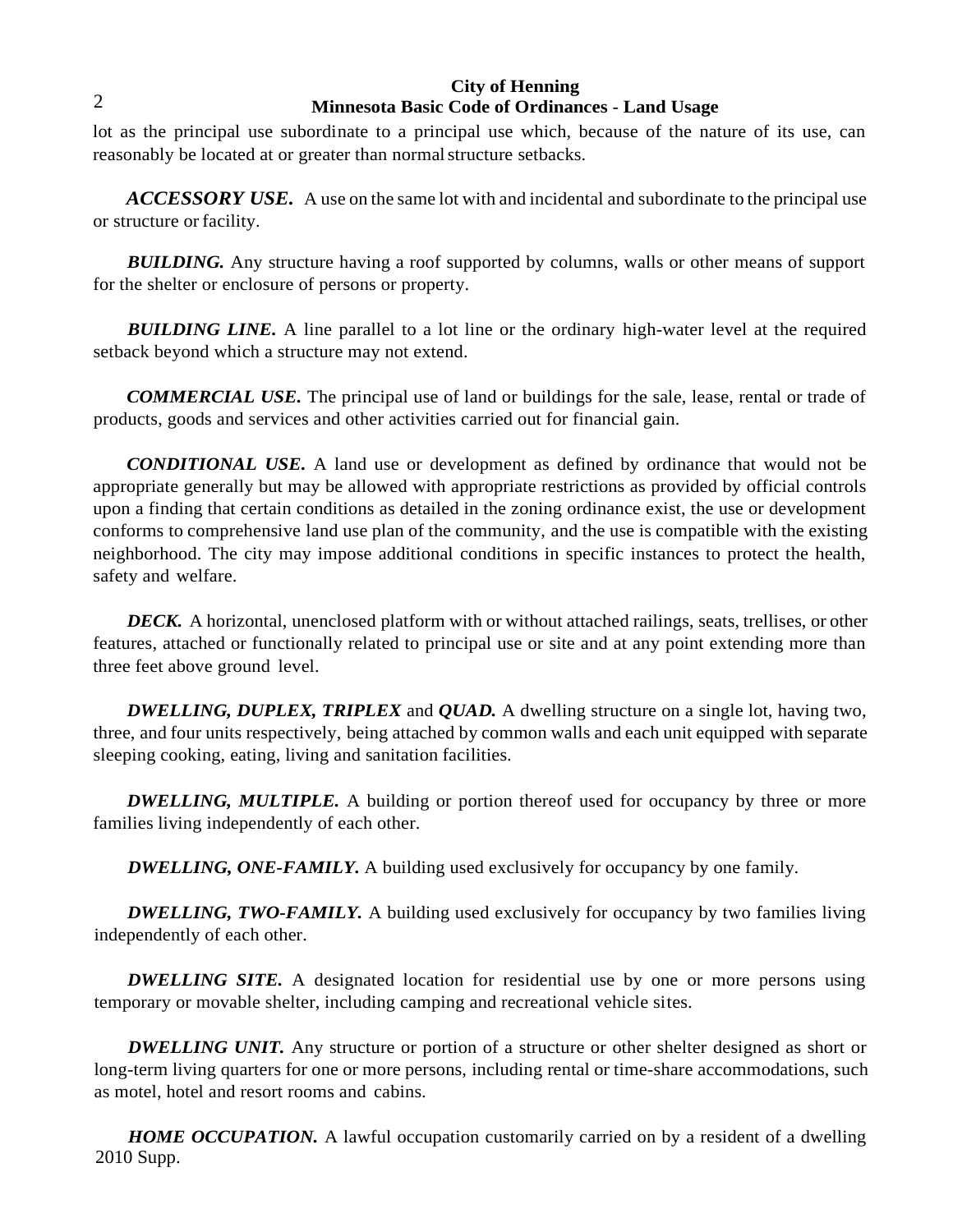lot as the principal use subordinate to a principal use which, because of the nature of its use, can reasonably be located at or greater than normal structure setbacks.

***ACCESSORY USE.*** A use on the same lot with and incidental and subordinate to the principal use or structure or facility.

***BUILDING.*** Any structure having a roof supported by columns, walls or other means of support for the shelter or enclosure of persons or property.

***BUILDING LINE.*** A line parallel to a lot line or the ordinary high-water level at the required setback beyond which a structure may not extend.

***COMMERCIAL USE.*** The principal use of land or buildings for the sale, lease, rental or trade of products, goods and services and other activities carried out for financial gain.

***CONDITIONAL USE.*** A land use or development as defined by ordinance that would not be appropriate generally but may be allowed with appropriate restrictions as provided by official controls upon a finding that certain conditions as detailed in the zoning ordinance exist, the use or development conforms to comprehensive land use plan of the community, and the use is compatible with the existing neighborhood. The city may impose additional conditions in specific instances to protect the health, safety and welfare.

***DECK.*** A horizontal, unenclosed platform with or without attached railings, seats, trellises, or other features, attached or functionally related to principal use or site and at any point extending more than three feet above ground level.

***DWELLING, DUPLEX, TRIPLEX*** and ***QUAD.*** A dwelling structure on a single lot, having two, three, and four units respectively, being attached by common walls and each unit equipped with separate sleeping cooking, eating, living and sanitation facilities.

***DWELLING, MULTIPLE.*** A building or portion thereof used for occupancy by three or more families living independently of each other.

***DWELLING, ONE-FAMILY.*** A building used exclusively for occupancy by one family.

***DWELLING, TWO-FAMILY.*** A building used exclusively for occupancy by two families living independently of each other.

***DWELLING SITE.*** A designated location for residential use by one or more persons using temporary or movable shelter, including camping and recreational vehicle sites.

***DWELLING UNIT.*** Any structure or portion of a structure or other shelter designed as short or long-term living quarters for one or more persons, including rental or time-share accommodations, such as motel, hotel and resort rooms and cabins.

***HOME OCCUPATION.*** A lawful occupation customarily carried on by a resident of a dwelling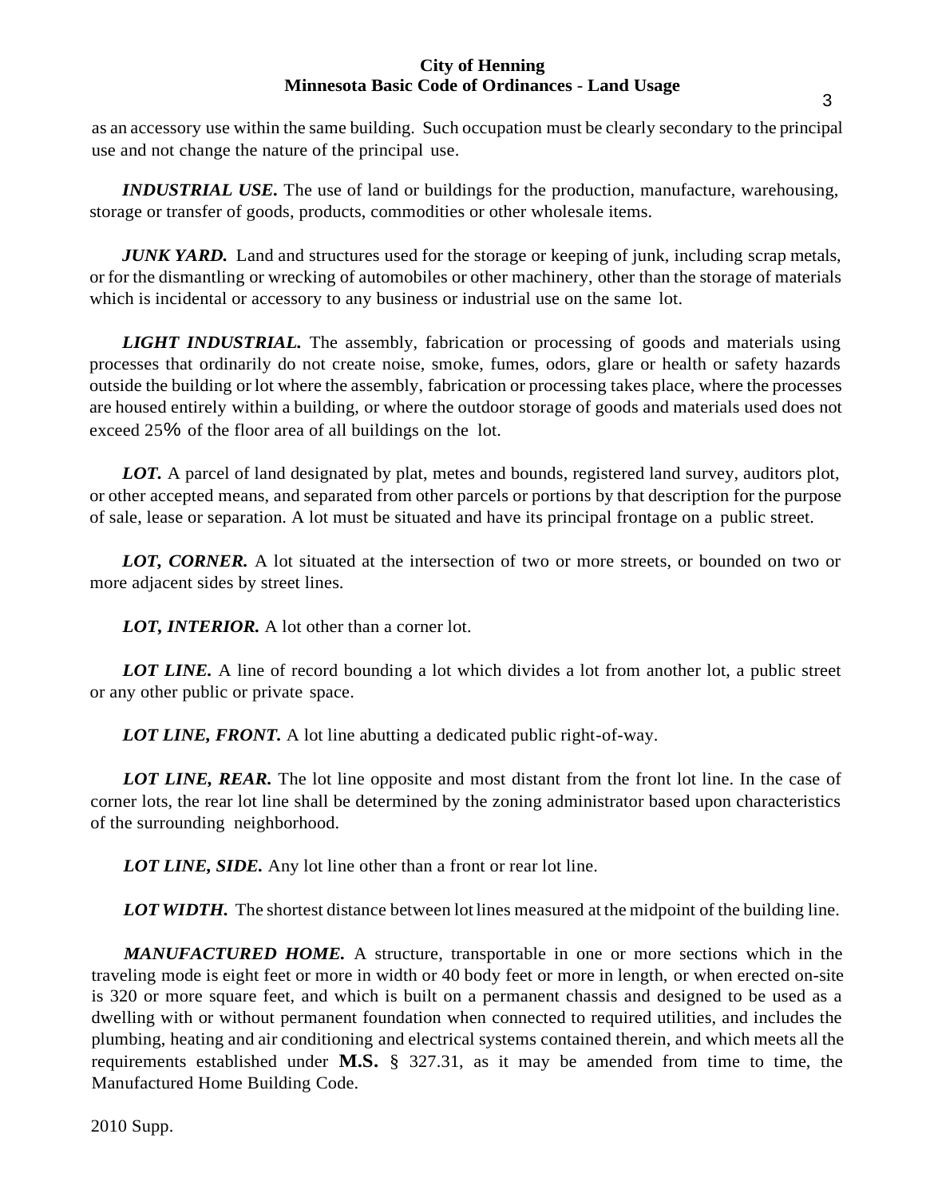as an accessory use within the same building. Such occupation must be clearly secondary to the principal use and not change the nature of the principal use.

***INDUSTRIAL USE.*** The use of land or buildings for the production, manufacture, warehousing, storage or transfer of goods, products, commodities or other wholesale items.

***JUNK YARD.*** Land and structures used for the storage or keeping of junk, including scrap metals, or for the dismantling or wrecking of automobiles or other machinery, other than the storage of materials which is incidental or accessory to any business or industrial use on the same lot.

***LIGHT INDUSTRIAL.*** The assembly, fabrication or processing of goods and materials using processes that ordinarily do not create noise, smoke, fumes, odors, glare or health or safety hazards outside the building or lot where the assembly, fabrication or processing takes place, where the processes are housed entirely within a building, or where the outdoor storage of goods and materials used does not exceed 25% of the floor area of all buildings on the lot.

***LOT.*** A parcel of land designated by plat, metes and bounds, registered land survey, auditors plot, or other accepted means, and separated from other parcels or portions by that description for the purpose of sale, lease or separation. A lot must be situated and have its principal frontage on a public street.

***LOT, CORNER.*** A lot situated at the intersection of two or more streets, or bounded on two or more adjacent sides by street lines.

***LOT, INTERIOR.*** A lot other than a corner lot.

***LOT LINE.*** A line of record bounding a lot which divides a lot from another lot, a public street or any other public or private space.

***LOT LINE, FRONT.*** A lot line abutting a dedicated public right-of-way.

***LOT LINE, REAR.*** The lot line opposite and most distant from the front lot line. In the case of corner lots, the rear lot line shall be determined by the zoning administrator based upon characteristics of the surrounding neighborhood.

***LOT LINE, SIDE.*** Any lot line other than a front or rear lot line.

***LOT WIDTH.*** The shortest distance between lot lines measured at the midpoint of the building line.

***MANUFACTURED HOME.*** A structure, transportable in one or more sections which in the traveling mode is eight feet or more in width or 40 body feet or more in length, or when erected on-site is 320 or more square feet, and which is built on a permanent chassis and designed to be used as a dwelling with or without permanent foundation when connected to required utilities, and includes the plumbing, heating and air conditioning and electrical systems contained therein, and which meets all the requirements established under **M.S.** § 327.31, as it may be amended from time to time, the Manufactured Home Building Code.

2010 Supp.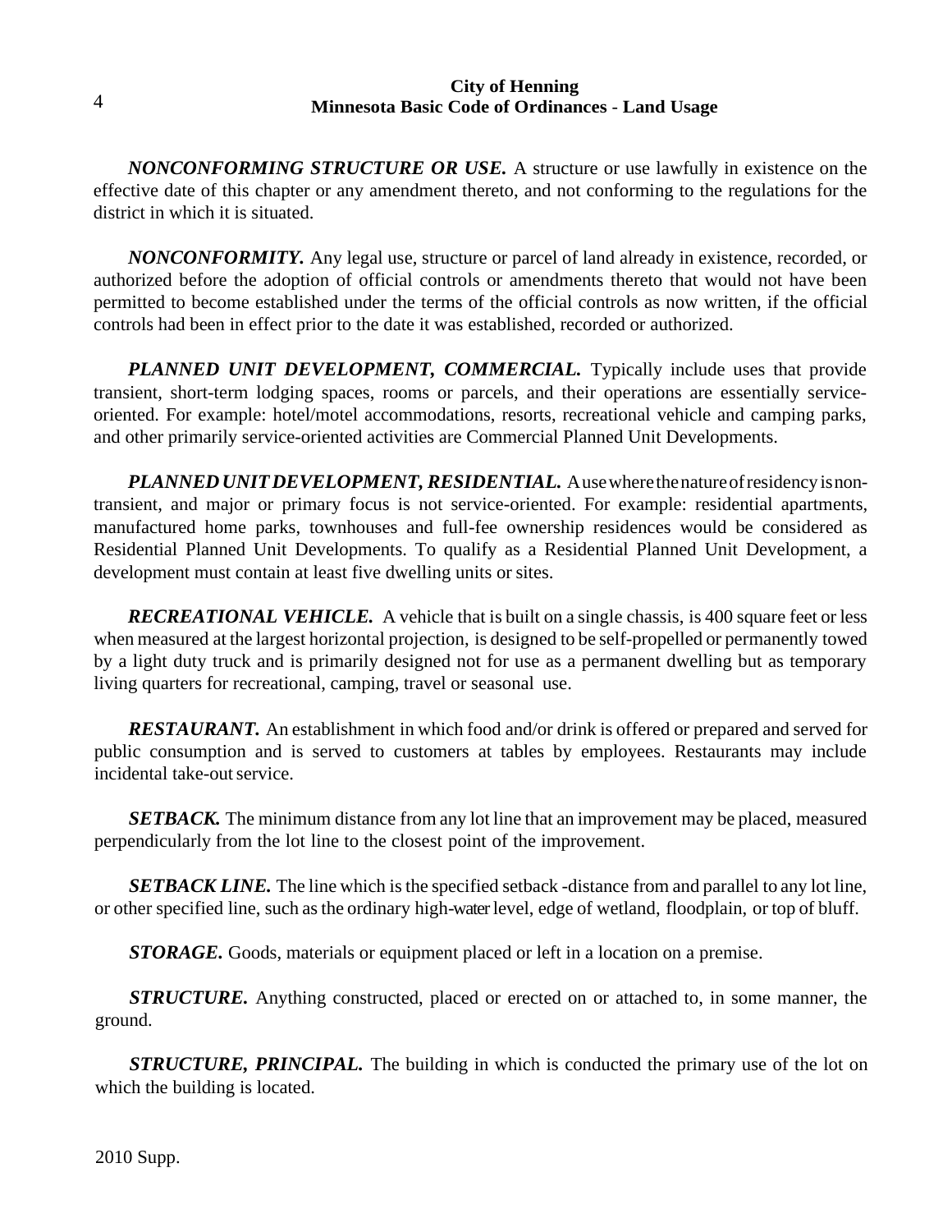***NONCONFORMING STRUCTURE OR USE.*** A structure or use lawfully in existence on the effective date of this chapter or any amendment thereto, and not conforming to the regulations for the district in which it is situated.

***NONCONFORMITY.*** Any legal use, structure or parcel of land already in existence, recorded, or authorized before the adoption of official controls or amendments thereto that would not have been permitted to become established under the terms of the official controls as now written, if the official controls had been in effect prior to the date it was established, recorded or authorized.

***PLANNED UNIT DEVELOPMENT, COMMERCIAL.*** Typically include uses that provide transient, short-term lodging spaces, rooms or parcels, and their operations are essentially service-oriented. For example: hotel/motel accommodations, resorts, recreational vehicle and camping parks, and other primarily service-oriented activities are Commercial Planned Unit Developments.

***PLANNED UNIT DEVELOPMENT, RESIDENTIAL.*** A use where the nature of residency is non-transient, and major or primary focus is not service-oriented. For example: residential apartments, manufactured home parks, townhouses and full-fee ownership residences would be considered as Residential Planned Unit Developments. To qualify as a Residential Planned Unit Development, a development must contain at least five dwelling units or sites.

***RECREATIONAL VEHICLE.*** A vehicle that is built on a single chassis, is 400 square feet or less when measured at the largest horizontal projection, is designed to be self-propelled or permanently towed by a light duty truck and is primarily designed not for use as a permanent dwelling but as temporary living quarters for recreational, camping, travel or seasonal use.

***RESTAURANT.*** An establishment in which food and/or drink is offered or prepared and served for public consumption and is served to customers at tables by employees. Restaurants may include incidental take-out service.

***SETBACK.*** The minimum distance from any lot line that an improvement may be placed, measured perpendicularly from the lot line to the closest point of the improvement.

***SETBACK LINE.*** The line which is the specified setback -distance from and parallel to any lot line, or other specified line, such as the ordinary high-water level, edge of wetland, floodplain, or top of bluff.

***STORAGE.*** Goods, materials or equipment placed or left in a location on a premise.

***STRUCTURE.*** Anything constructed, placed or erected on or attached to, in some manner, the ground.

***STRUCTURE, PRINCIPAL.*** The building in which is conducted the primary use of the lot on which the building is located.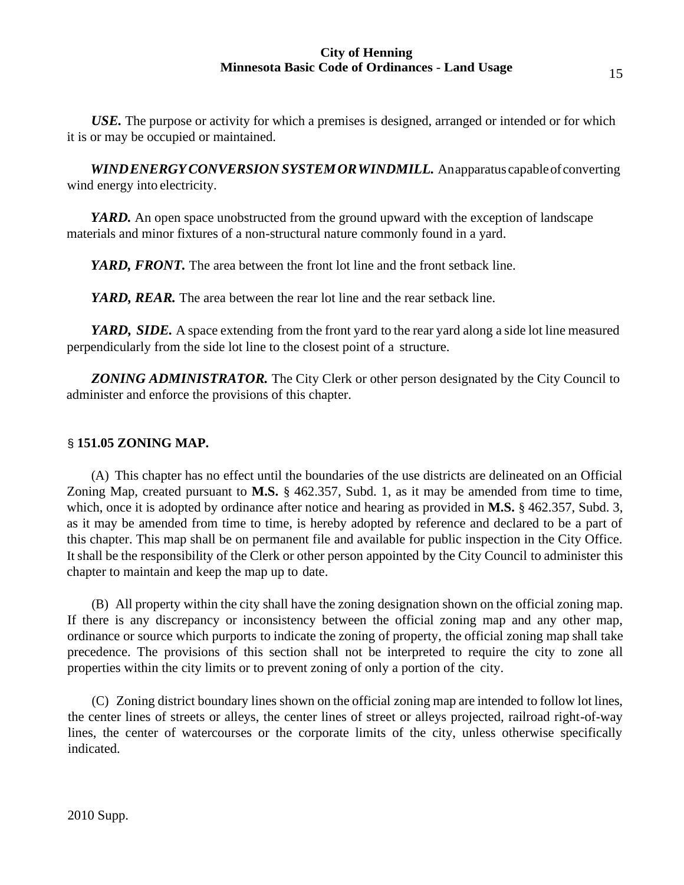***USE.*** The purpose or activity for which a premises is designed, arranged or intended or for which it is or may be occupied or maintained.

***WIND ENERGY CONVERSION SYSTEM OR WINDMILL.*** An apparatus capable of converting wind energy into electricity.

***YARD.*** An open space unobstructed from the ground upward with the exception of landscape materials and minor fixtures of a non-structural nature commonly found in a yard.

***YARD, FRONT.*** The area between the front lot line and the front setback line.

***YARD, REAR.*** The area between the rear lot line and the rear setback line.

***YARD, SIDE.*** A space extending from the front yard to the rear yard along a side lot line measured perpendicularly from the side lot line to the closest point of a structure.

***ZONING ADMINISTRATOR.*** The City Clerk or other person designated by the City Council to administer and enforce the provisions of this chapter.

## § **151.05 ZONING MAP.**

(A) This chapter has no effect until the boundaries of the use districts are delineated on an Official Zoning Map, created pursuant to **M.S.** § 462.357, Subd. 1, as it may be amended from time to time, which, once it is adopted by ordinance after notice and hearing as provided in **M.S.** § 462.357, Subd. 3, as it may be amended from time to time, is hereby adopted by reference and declared to be a part of this chapter. This map shall be on permanent file and available for public inspection in the City Office. It shall be the responsibility of the Clerk or other person appointed by the City Council to administer this chapter to maintain and keep the map up to date.

(B) All property within the city shall have the zoning designation shown on the official zoning map. If there is any discrepancy or inconsistency between the official zoning map and any other map, ordinance or source which purports to indicate the zoning of property, the official zoning map shall take precedence. The provisions of this section shall not be interpreted to require the city to zone all properties within the city limits or to prevent zoning of only a portion of the city.

(C) Zoning district boundary lines shown on the official zoning map are intended to follow lot lines, the center lines of streets or alleys, the center lines of street or alleys projected, railroad right-of-way lines, the center of watercourses or the corporate limits of the city, unless otherwise specifically indicated.

2010 Supp.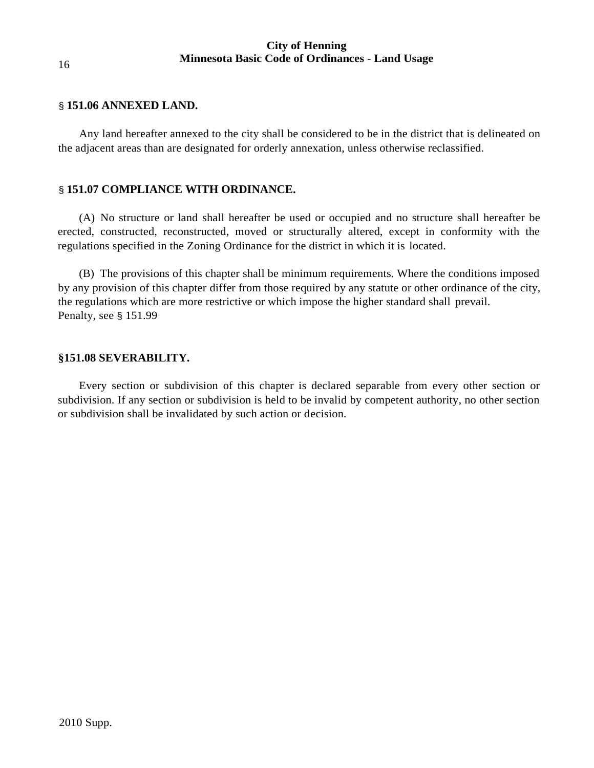## § 151.06 ANNEXED LAND.

Any land hereafter annexed to the city shall be considered to be in the district that is delineated on the adjacent areas than are designated for orderly annexation, unless otherwise reclassified.

## § 151.07 COMPLIANCE WITH ORDINANCE.

(A) No structure or land shall hereafter be used or occupied and no structure shall hereafter be erected, constructed, reconstructed, moved or structurally altered, except in conformity with the regulations specified in the Zoning Ordinance for the district in which it is located.

(B) The provisions of this chapter shall be minimum requirements. Where the conditions imposed by any provision of this chapter differ from those required by any statute or other ordinance of the city, the regulations which are more restrictive or which impose the higher standard shall prevail.
Penalty, see § 151.99

## §151.08 SEVERABILITY.

Every section or subdivision of this chapter is declared separable from every other section or subdivision. If any section or subdivision is held to be invalid by competent authority, no other section or subdivision shall be invalidated by such action or decision.